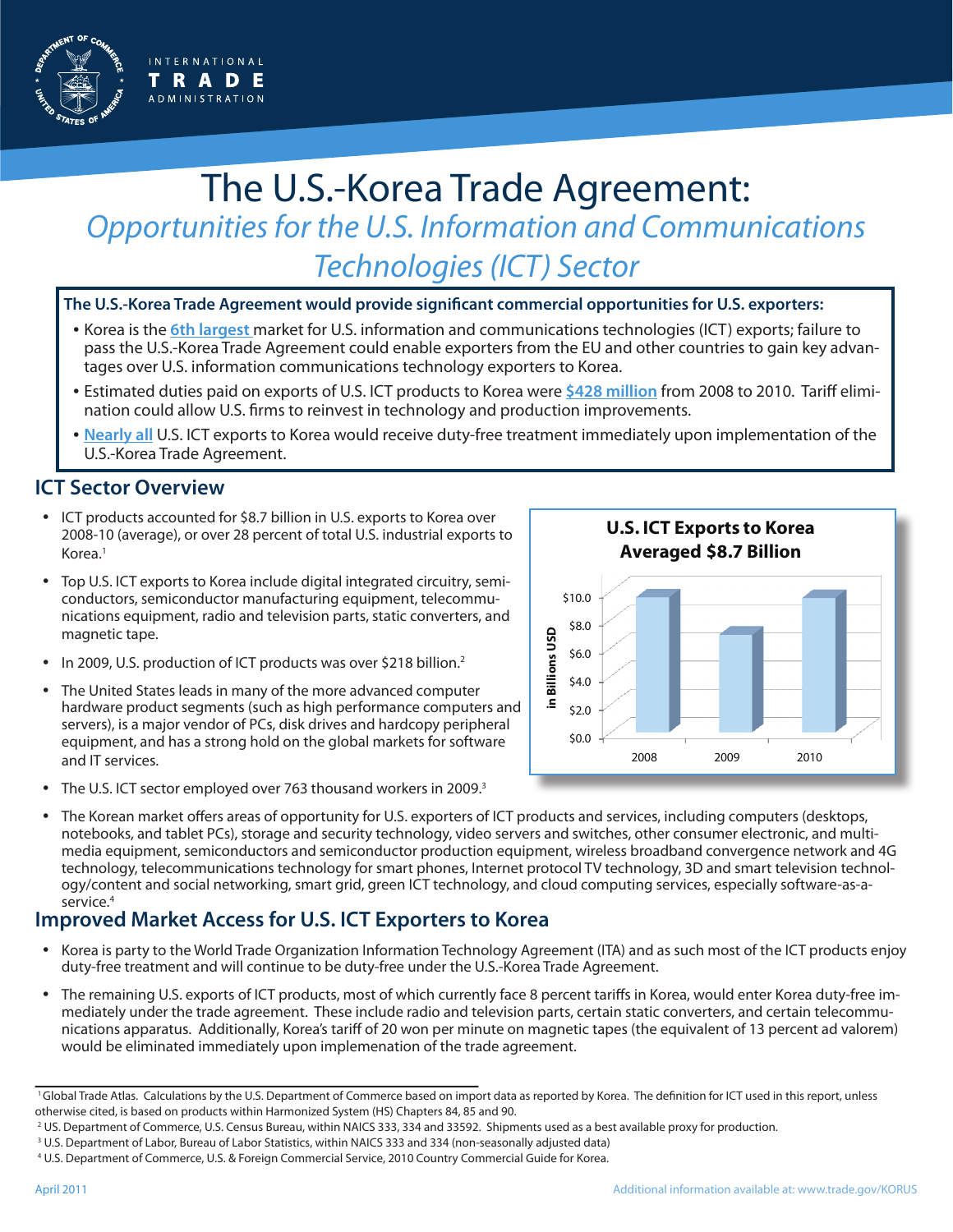# The U.S.-Korea Trade Agreement:

## *Opportunities for the U.S. Information and Communications Technologies (ICT) Sector*

**The U.S.-Korea Trade Agreement would provide significant commercial opportunities for U.S. exporters:**

- Korea is the 6th largest market for U.S. information and communications technologies (ICT) exports; failure to pass the U.S.-Korea Trade Agreement could enable exporters from the EU and other countries to gain key advantages over U.S. information communications technology exporters to Korea.
- Estimated duties paid on exports of U.S. ICT products to Korea were $428 million from 2008 to 2010. Tariff elimination could allow U.S. firms to reinvest in technology and production improvements.
- Nearly all U.S. ICT exports to Korea would receive duty-free treatment immediately upon implementation of the U.S.-Korea Trade Agreement.

## ICT Sector Overview

- ICT products accounted for $8.7 billion in U.S. exports to Korea over 2008-10 (average), or over 28 percent of total U.S. industrial exports to Korea.[1]
- Top U.S. ICT exports to Korea include digital integrated circuitry, semiconductors, semiconductor manufacturing equipment, telecommunications equipment, radio and television parts, static converters, and magnetic tape.
- In 2009, U.S. production of ICT products was over $218 billion.[2]
- The United States leads in many of the more advanced computer hardware product segments (such as high performance computers and servers), is a major vendor of PCs, disk drives and hardcopy peripheral equipment, and has a strong hold on the global markets for software and IT services.
- The U.S. ICT sector employed over 763 thousand workers in 2009.[3]

**U.S. ICT Exports to Korea Averaged $8.7 Billion**

(Chart: in Billions USD; years 2008, 2009, 2010; axis $0.0–$10.0)

- The Korean market offers areas of opportunity for U.S. exporters of ICT products and services, including computers (desktops, notebooks, and tablet PCs), storage and security technology, video servers and switches, other consumer electronic, and multimedia equipment, semiconductors and semiconductor production equipment, wireless broadband convergence network and 4G technology, telecommunications technology for smart phones, Internet protocol TV technology, 3D and smart television technology/content and social networking, smart grid, green ICT technology, and cloud computing services, especially software-as-a-service.[4]

## Improved Market Access for U.S. ICT Exporters to Korea

- Korea is party to the World Trade Organization Information Technology Agreement (ITA) and as such most of the ICT products enjoy duty-free treatment and will continue to be duty-free under the U.S.-Korea Trade Agreement.
- The remaining U.S. exports of ICT products, most of which currently face 8 percent tariffs in Korea, would enter Korea duty-free immediately under the trade agreement. These include radio and television parts, certain static converters, and certain telecommunications apparatus. Additionally, Korea's tariff of 20 won per minute on magnetic tapes (the equivalent of 13 percent ad valorem) would be eliminated immediately upon implemenation of the trade agreement.

---

[1] Global Trade Atlas. Calculations by the U.S. Department of Commerce based on import data as reported by Korea. The definition for ICT used in this report, unless otherwise cited, is based on products within Harmonized System (HS) Chapters 84, 85 and 90.

[2] US. Department of Commerce, U.S. Census Bureau, within NAICS 333, 334 and 33592. Shipments used as a best available proxy for production.

[3] U.S. Department of Labor, Bureau of Labor Statistics, within NAICS 333 and 334 (non-seasonally adjusted data)

[4] U.S. Department of Commerce, U.S. & Foreign Commercial Service, 2010 Country Commercial Guide for Korea.

April 2011

Additional information available at: www.trade.gov/KORUS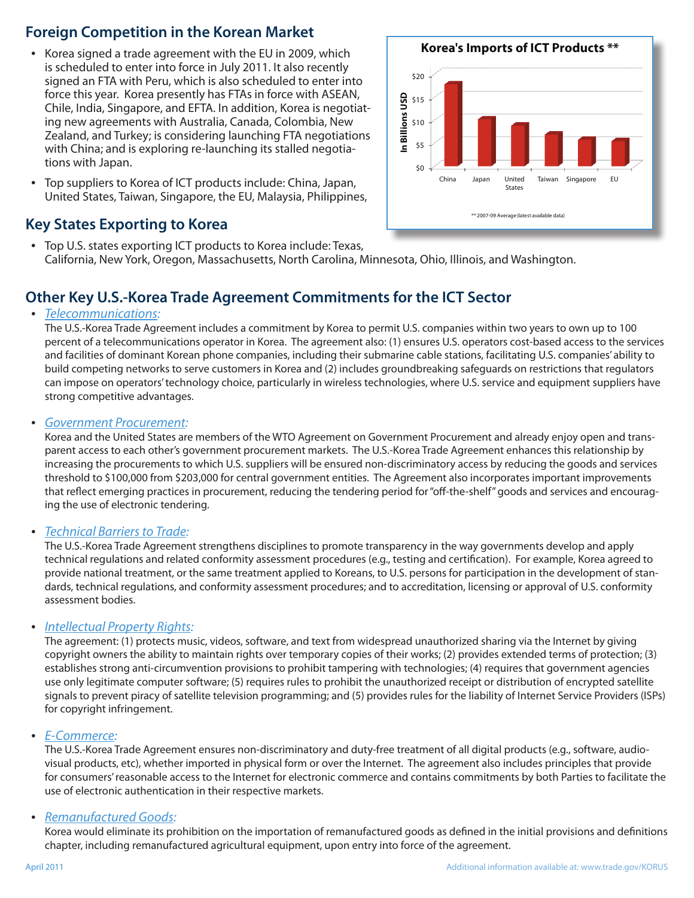## Foreign Competition in the Korean Market

- Korea signed a trade agreement with the EU in 2009, which is scheduled to enter into force in July 2011. It also recently signed an FTA with Peru, which is also scheduled to enter into force this year. Korea presently has FTAs in force with ASEAN, Chile, India, Singapore, and EFTA. In addition, Korea is negotiating new agreements with Australia, Canada, Colombia, New Zealand, and Turkey; is considering launching FTA negotiations with China; and is exploring re-launching its stalled negotiations with Japan.
- Top suppliers to Korea of ICT products include: China, Japan, United States, Taiwan, Singapore, the EU, Malaysia, Philippines,

**Korea's Imports of ICT Products ****

In Billions USD: $0, $5, $10, $15, $20

China, Japan, United States, Taiwan, Singapore, EU

** 2007-09 Average (latest available data)

## Key States Exporting to Korea

- Top U.S. states exporting ICT products to Korea include: Texas, California, New York, Oregon, Massachusetts, North Carolina, Minnesota, Ohio, Illinois, and Washington.

## Other Key U.S.-Korea Trade Agreement Commitments for the ICT Sector

- *Telecommunications:*
  The U.S.-Korea Trade Agreement includes a commitment by Korea to permit U.S. companies within two years to own up to 100 percent of a telecommunications operator in Korea. The agreement also: (1) ensures U.S. operators cost-based access to the services and facilities of dominant Korean phone companies, including their submarine cable stations, facilitating U.S. companies' ability to build competing networks to serve customers in Korea and (2) includes groundbreaking safeguards on restrictions that regulators can impose on operators' technology choice, particularly in wireless technologies, where U.S. service and equipment suppliers have strong competitive advantages.

- *Government Procurement:*
  Korea and the United States are members of the WTO Agreement on Government Procurement and already enjoy open and transparent access to each other's government procurement markets. The U.S.-Korea Trade Agreement enhances this relationship by increasing the procurements to which U.S. suppliers will be ensured non-discriminatory access by reducing the goods and services threshold to $100,000 from $203,000 for central government entities. The Agreement also incorporates important improvements that reflect emerging practices in procurement, reducing the tendering period for "off-the-shelf" goods and services and encouraging the use of electronic tendering.

- *Technical Barriers to Trade:*
  The U.S.-Korea Trade Agreement strengthens disciplines to promote transparency in the way governments develop and apply technical regulations and related conformity assessment procedures (e.g., testing and certification). For example, Korea agreed to provide national treatment, or the same treatment applied to Koreans, to U.S. persons for participation in the development of standards, technical regulations, and conformity assessment procedures; and to accreditation, licensing or approval of U.S. conformity assessment bodies.

- *Intellectual Property Rights:*
  The agreement: (1) protects music, videos, software, and text from widespread unauthorized sharing via the Internet by giving copyright owners the ability to maintain rights over temporary copies of their works; (2) provides extended terms of protection; (3) establishes strong anti-circumvention provisions to prohibit tampering with technologies; (4) requires that government agencies use only legitimate computer software; (5) requires rules to prohibit the unauthorized receipt or distribution of encrypted satellite signals to prevent piracy of satellite television programming; and (5) provides rules for the liability of Internet Service Providers (ISPs) for copyright infringement.

- *E-Commerce:*
  The U.S.-Korea Trade Agreement ensures non-discriminatory and duty-free treatment of all digital products (e.g., software, audio-visual products, etc), whether imported in physical form or over the Internet. The agreement also includes principles that provide for consumers' reasonable access to the Internet for electronic commerce and contains commitments by both Parties to facilitate the use of electronic authentication in their respective markets.

- *Remanufactured Goods:*
  Korea would eliminate its prohibition on the importation of remanufactured goods as defined in the initial provisions and definitions chapter, including remanufactured agricultural equipment, upon entry into force of the agreement.

April 2011 Additional information available at: www.trade.gov/KORUS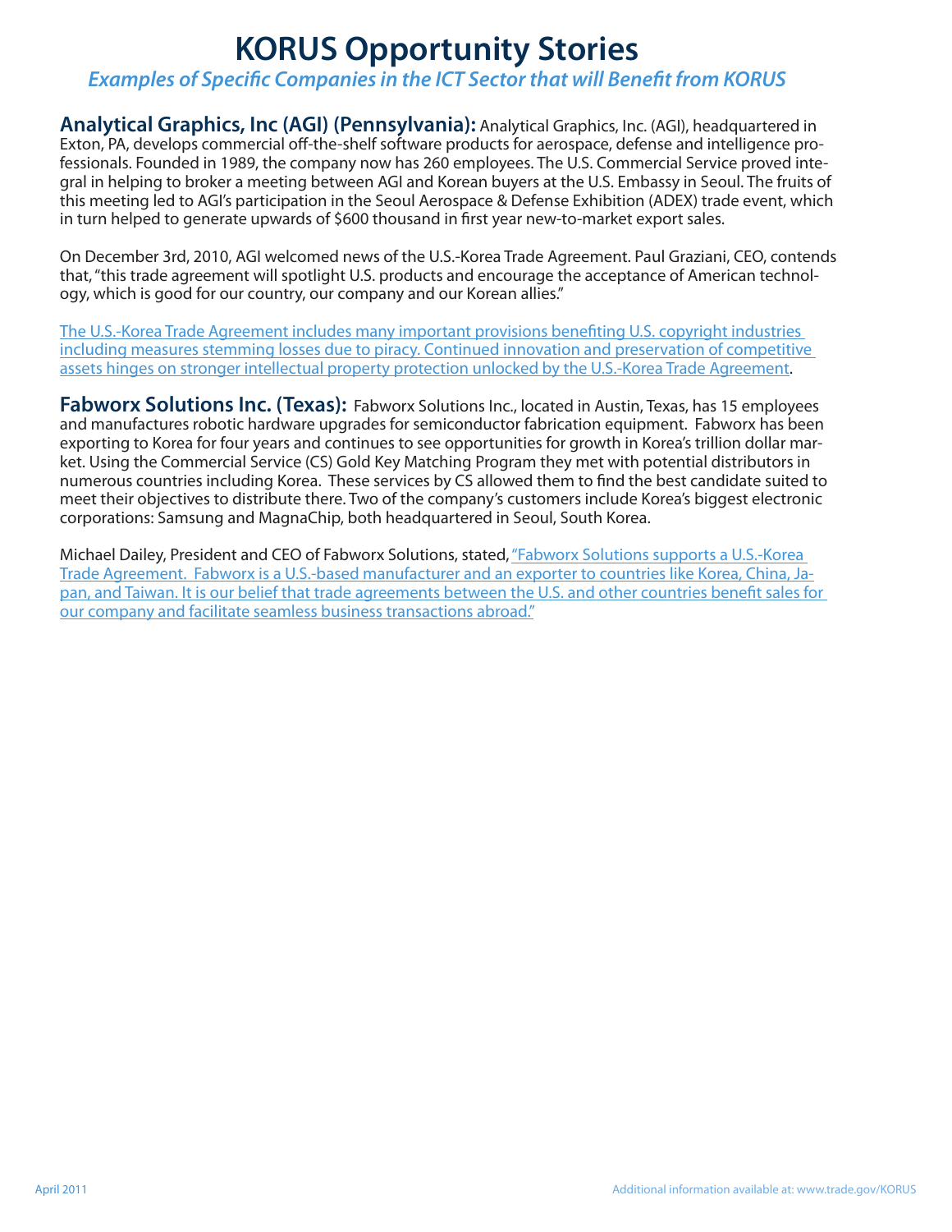# KORUS Opportunity Stories

## *Examples of Specific Companies in the ICT Sector that will Benefit from KORUS*

**Analytical Graphics, Inc (AGI) (Pennsylvania):** Analytical Graphics, Inc. (AGI), headquartered in Exton, PA, develops commercial off-the-shelf software products for aerospace, defense and intelligence professionals. Founded in 1989, the company now has 260 employees. The U.S. Commercial Service proved integral in helping to broker a meeting between AGI and Korean buyers at the U.S. Embassy in Seoul. The fruits of this meeting led to AGI's participation in the Seoul Aerospace & Defense Exhibition (ADEX) trade event, which in turn helped to generate upwards of $600 thousand in first year new-to-market export sales.

On December 3rd, 2010, AGI welcomed news of the U.S.-Korea Trade Agreement. Paul Graziani, CEO, contends that, "this trade agreement will spotlight U.S. products and encourage the acceptance of American technology, which is good for our country, our company and our Korean allies."

The U.S.-Korea Trade Agreement includes many important provisions benefiting U.S. copyright industries including measures stemming losses due to piracy. Continued innovation and preservation of competitive assets hinges on stronger intellectual property protection unlocked by the U.S.-Korea Trade Agreement.

**Fabworx Solutions Inc. (Texas):** Fabworx Solutions Inc., located in Austin, Texas, has 15 employees and manufactures robotic hardware upgrades for semiconductor fabrication equipment. Fabworx has been exporting to Korea for four years and continues to see opportunities for growth in Korea's trillion dollar market. Using the Commercial Service (CS) Gold Key Matching Program they met with potential distributors in numerous countries including Korea. These services by CS allowed them to find the best candidate suited to meet their objectives to distribute there. Two of the company's customers include Korea's biggest electronic corporations: Samsung and MagnaChip, both headquartered in Seoul, South Korea.

Michael Dailey, President and CEO of Fabworx Solutions, stated, "Fabworx Solutions supports a U.S.-Korea Trade Agreement. Fabworx is a U.S.-based manufacturer and an exporter to countries like Korea, China, Japan, and Taiwan. It is our belief that trade agreements between the U.S. and other countries benefit sales for our company and facilitate seamless business transactions abroad."

April 2011

Additional information available at: www.trade.gov/KORUS